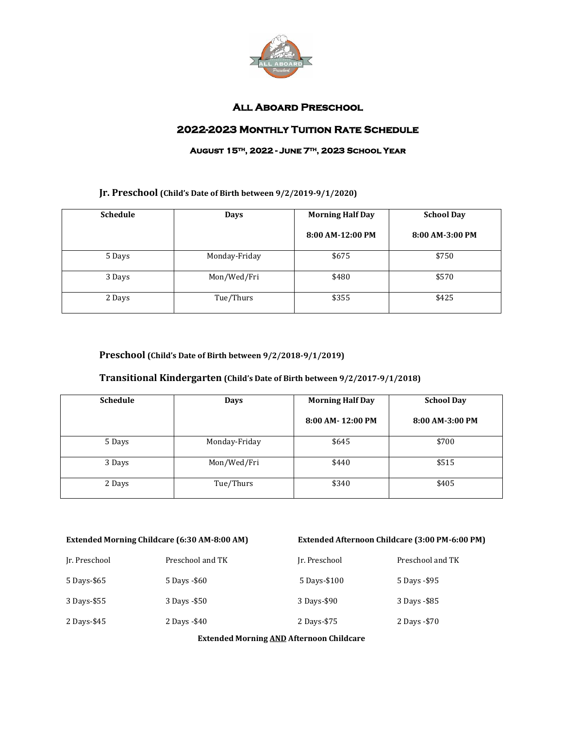# All Aboard Preschool

## 2022-2023 Monthly Tuition Rate Schedule

### August 15th, 2022 - June 7th, 2023 School Year

**Jr. Preschool (Child's Date of Birth between 9/2/2019-9/1/2020)**

| Schedule | Days | Morning Half Day 8:00 AM-12:00 PM | School Day 8:00 AM-3:00 PM |
|---|---|---|---|
| 5 Days | Monday-Friday | $675 | $750 |
| 3 Days | Mon/Wed/Fri | $480 | $570 |
| 2 Days | Tue/Thurs | $355 | $425 |

**Preschool (Child's Date of Birth between 9/2/2018-9/1/2019)**

**Transitional Kindergarten (Child's Date of Birth between 9/2/2017-9/1/2018)**

| Schedule | Days | Morning Half Day 8:00 AM- 12:00 PM | School Day 8:00 AM-3:00 PM |
|---|---|---|---|
| 5 Days | Monday-Friday | $645 | $700 |
| 3 Days | Mon/Wed/Fri | $440 | $515 |
| 2 Days | Tue/Thurs | $340 | $405 |

**Extended Morning Childcare (6:30 AM-8:00 AM)**

| Jr. Preschool | Preschool and TK |
|---|---|
| 5 Days-$65 | 5 Days -$60 |
| 3 Days-$55 | 3 Days -$50 |
| 2 Days-$45 | 2 Days -$40 |

**Extended Afternoon Childcare (3:00 PM-6:00 PM)**

| Jr. Preschool | Preschool and TK |
|---|---|
| 5 Days-$100 | 5 Days -$95 |
| 3 Days-$90 | 3 Days -$85 |
| 2 Days-$75 | 2 Days -$70 |

**Extended Morning AND Afternoon Childcare**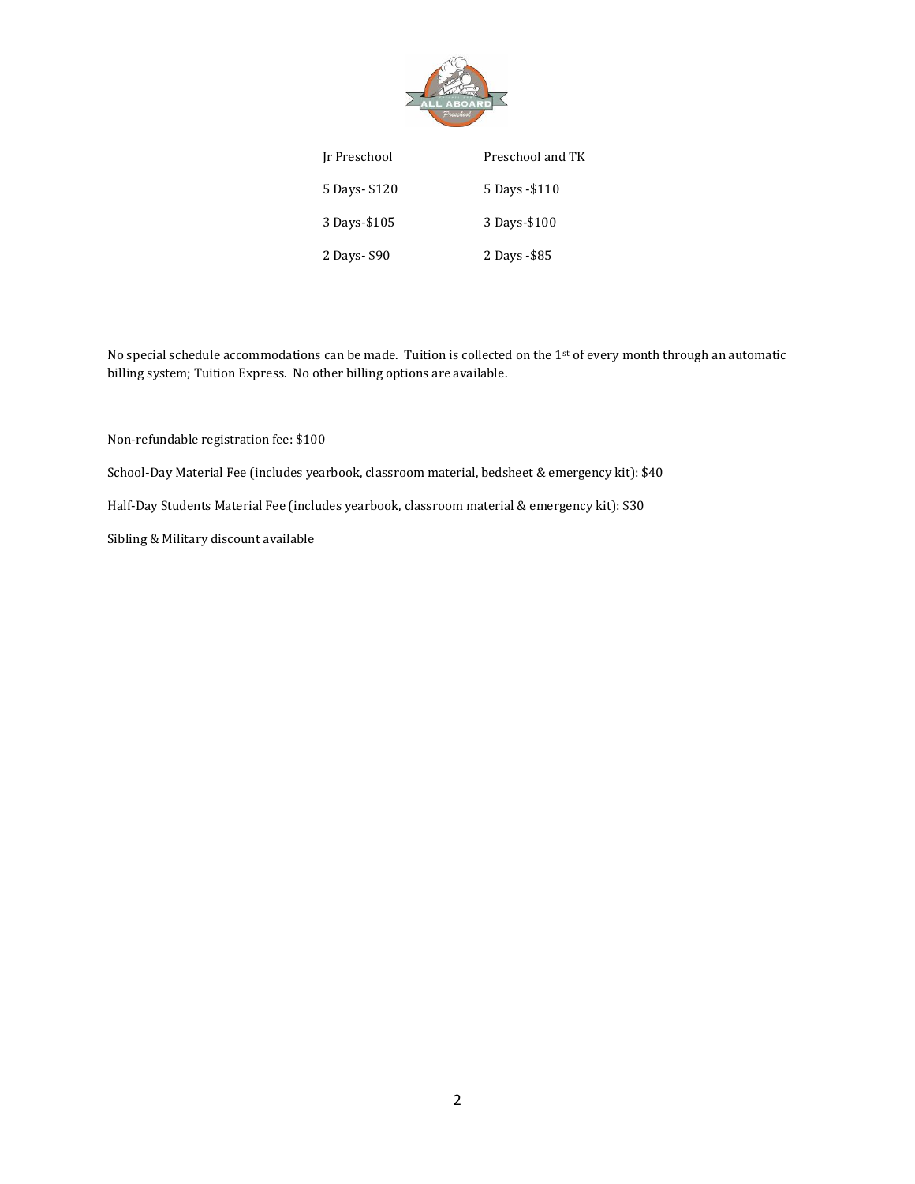| Jr Preschool | Preschool and TK |
|---|---|
| 5 Days- $120 | 5 Days -$110 |
| 3 Days-$105 | 3 Days-$100 |
| 2 Days- $90 | 2 Days -$85 |

No special schedule accommodations can be made. Tuition is collected on the 1st of every month through an automatic billing system; Tuition Express. No other billing options are available.

Non-refundable registration fee: $100

School-Day Material Fee (includes yearbook, classroom material, bedsheet & emergency kit): $40

Half-Day Students Material Fee (includes yearbook, classroom material & emergency kit): $30

Sibling & Military discount available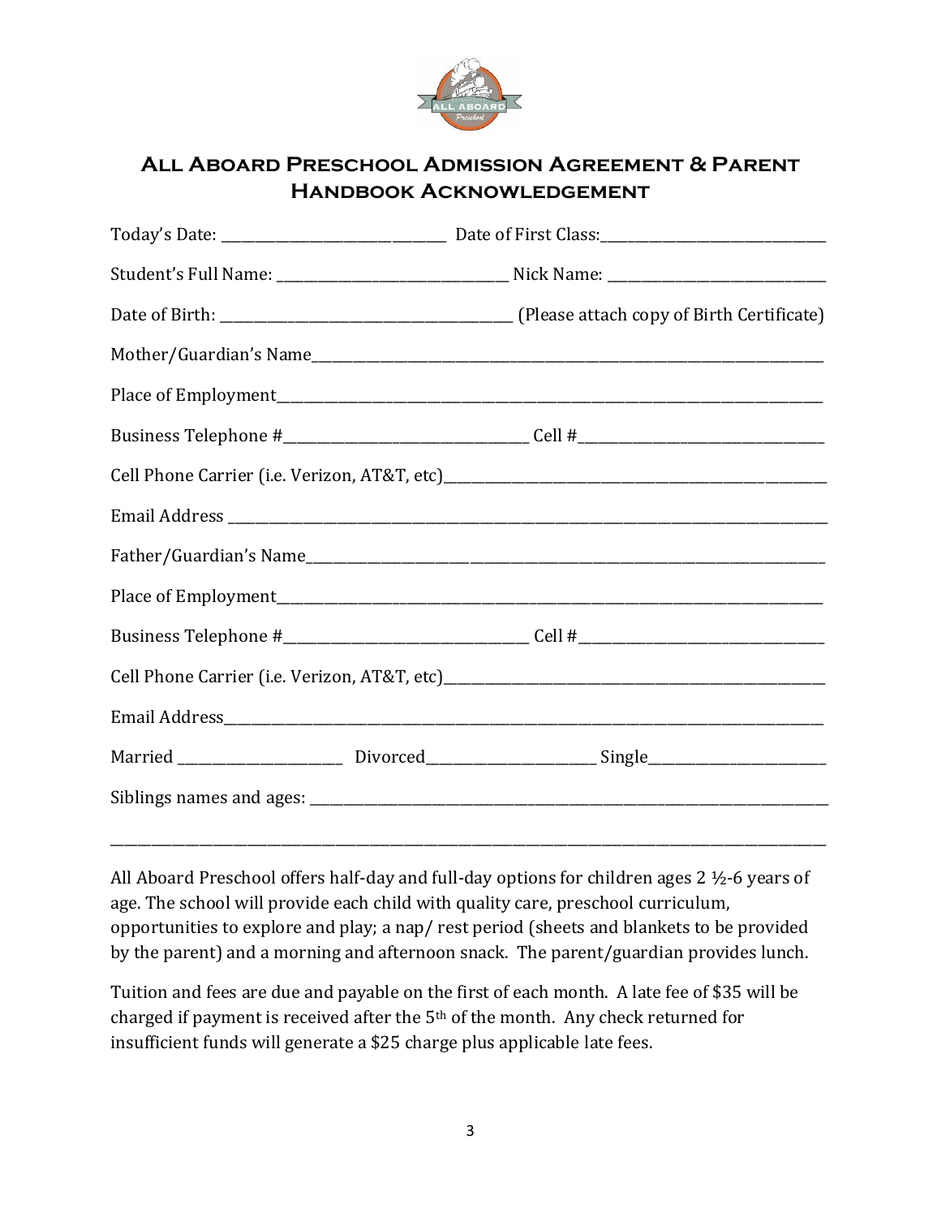# All Aboard Preschool Admission Agreement & Parent Handbook Acknowledgement

Today's Date: ______________________ Date of First Class: ______________________

Student's Full Name: ______________________ Nick Name: ______________________

Date of Birth: ______________________ (Please attach copy of Birth Certificate)

Mother/Guardian's Name______________________________________________

Place of Employment______________________________________________

Business Telephone #______________________ Cell #______________________

Cell Phone Carrier (i.e. Verizon, AT&T, etc)______________________________

Email Address ______________________________________________

Father/Guardian's Name______________________________________________

Place of Employment______________________________________________

Business Telephone #______________________ Cell #______________________

Cell Phone Carrier (i.e. Verizon, AT&T, etc)______________________________

Email Address______________________________________________

Married ______________ Divorced______________ Single______________

Siblings names and ages: ______________________________________________

______________________________________________________________

All Aboard Preschool offers half-day and full-day options for children ages 2 ½-6 years of age. The school will provide each child with quality care, preschool curriculum, opportunities to explore and play; a nap/ rest period (sheets and blankets to be provided by the parent) and a morning and afternoon snack. The parent/guardian provides lunch.

Tuition and fees are due and payable on the first of each month. A late fee of $35 will be charged if payment is received after the 5th of the month. Any check returned for insufficient funds will generate a $25 charge plus applicable late fees.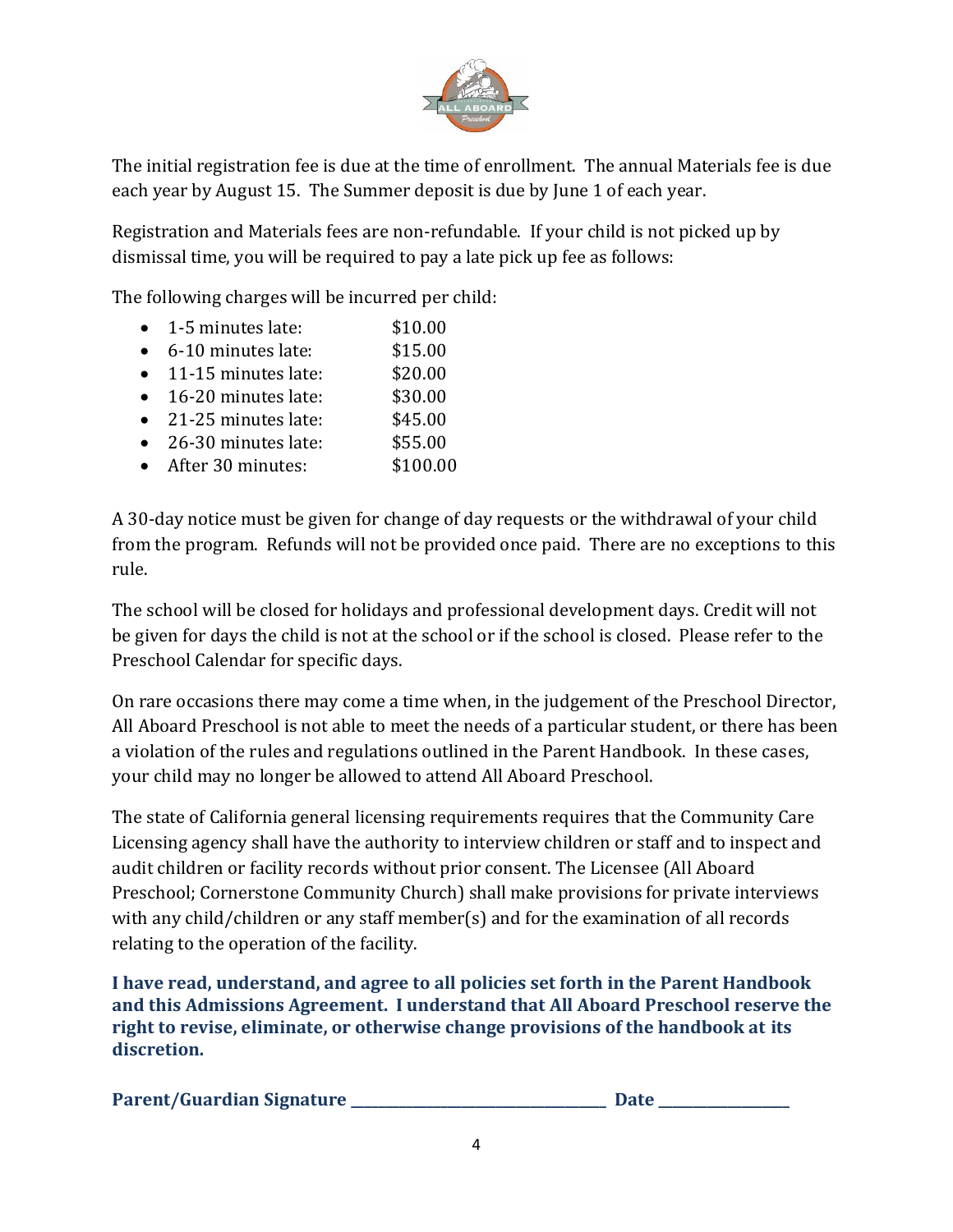The initial registration fee is due at the time of enrollment. The annual Materials fee is due each year by August 15. The Summer deposit is due by June 1 of each year.

Registration and Materials fees are non-refundable. If your child is not picked up by dismissal time, you will be required to pay a late pick up fee as follows:

The following charges will be incurred per child:

- 1-5 minutes late: $10.00
- 6-10 minutes late: $15.00
- 11-15 minutes late: $20.00
- 16-20 minutes late: $30.00
- 21-25 minutes late: $45.00
- 26-30 minutes late: $55.00
- After 30 minutes: $100.00

A 30-day notice must be given for change of day requests or the withdrawal of your child from the program. Refunds will not be provided once paid. There are no exceptions to this rule.

The school will be closed for holidays and professional development days. Credit will not be given for days the child is not at the school or if the school is closed. Please refer to the Preschool Calendar for specific days.

On rare occasions there may come a time when, in the judgement of the Preschool Director, All Aboard Preschool is not able to meet the needs of a particular student, or there has been a violation of the rules and regulations outlined in the Parent Handbook. In these cases, your child may no longer be allowed to attend All Aboard Preschool.

The state of California general licensing requirements requires that the Community Care Licensing agency shall have the authority to interview children or staff and to inspect and audit children or facility records without prior consent. The Licensee (All Aboard Preschool; Cornerstone Community Church) shall make provisions for private interviews with any child/children or any staff member(s) and for the examination of all records relating to the operation of the facility.

**I have read, understand, and agree to all policies set forth in the Parent Handbook and this Admissions Agreement. I understand that All Aboard Preschool reserve the right to revise, eliminate, or otherwise change provisions of the handbook at its discretion.**

**Parent/Guardian Signature** ______________________________ **Date** ______________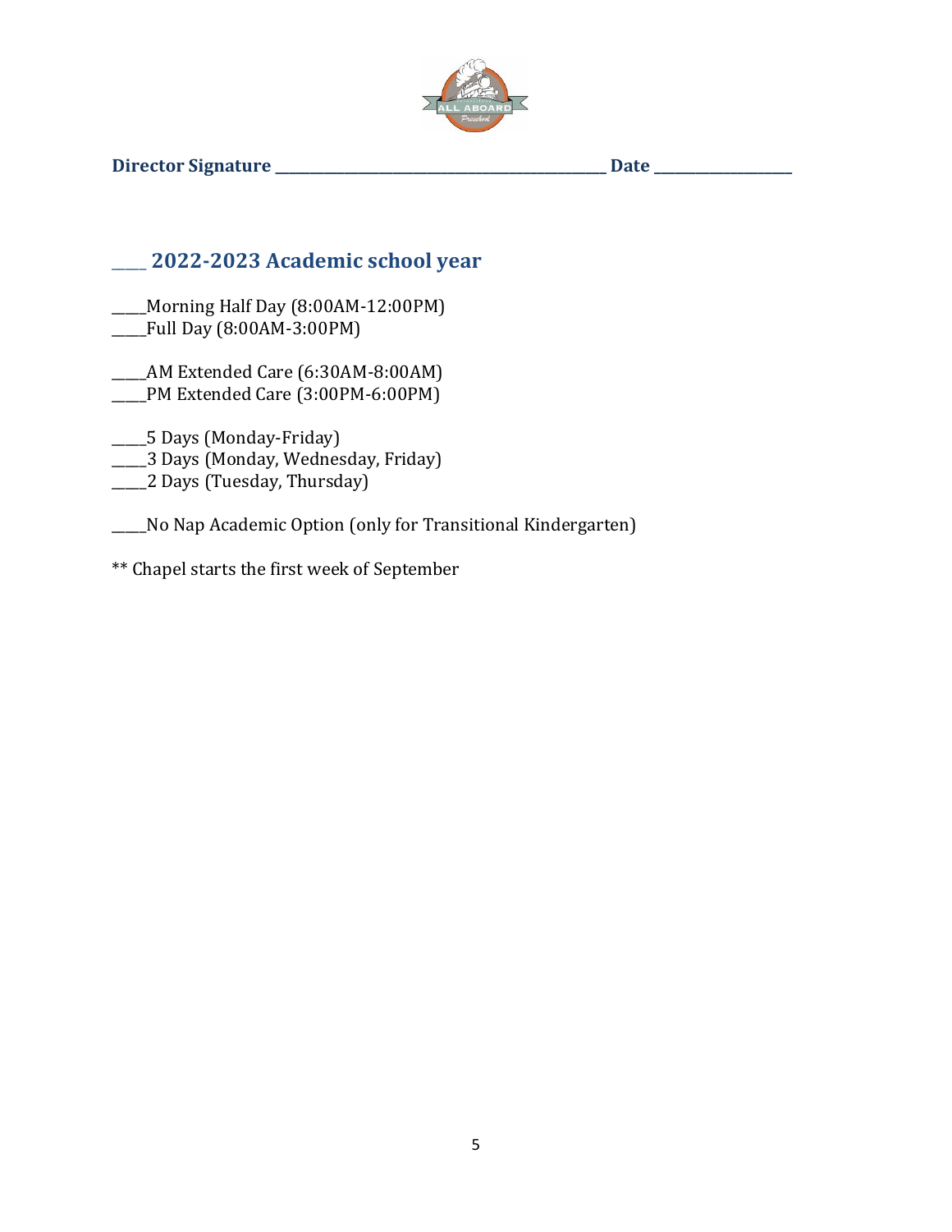**Director Signature ______________________________________________ Date ___________________**

## ____ 2022-2023 Academic school year

_____Morning Half Day (8:00AM-12:00PM)
_____Full Day (8:00AM-3:00PM)

_____AM Extended Care (6:30AM-8:00AM)
_____PM Extended Care (3:00PM-6:00PM)

_____5 Days (Monday-Friday)
_____3 Days (Monday, Wednesday, Friday)
_____2 Days (Tuesday, Thursday)

_____No Nap Academic Option (only for Transitional Kindergarten)

** Chapel starts the first week of September